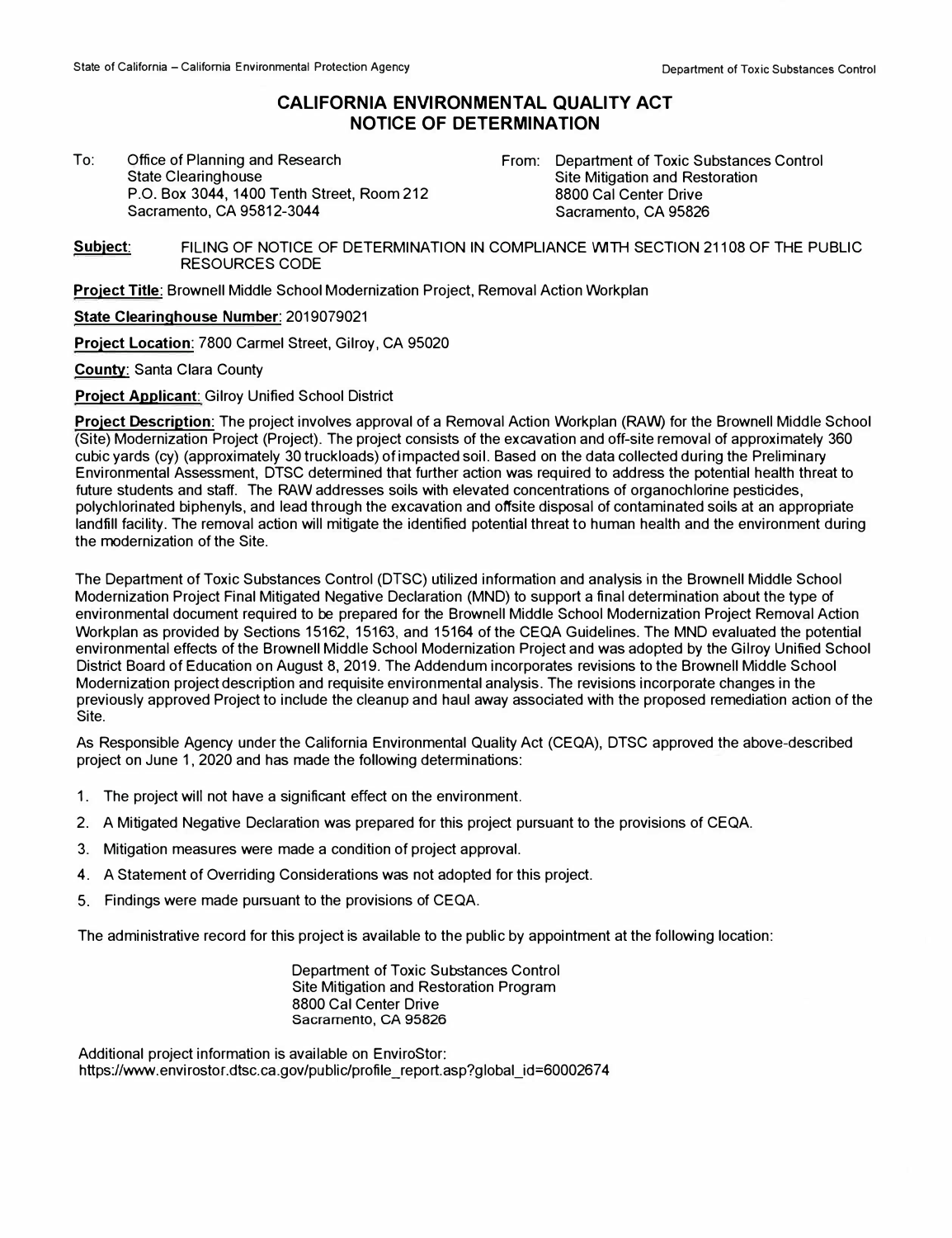State of California – California Environmental Protection Agency

Department of Toxic Substances Control

# CALIFORNIA ENVIRONMENTAL QUALITY ACT NOTICE OF DETERMINATION

To: Office of Planning and Research
State Clearinghouse
P.O. Box 3044, 1400 Tenth Street, Room 212
Sacramento, CA 95812-3044

From: Department of Toxic Substances Control
Site Mitigation and Restoration
8800 Cal Center Drive
Sacramento, CA 95826

**Subject**: FILING OF NOTICE OF DETERMINATION IN COMPLIANCE WITH SECTION 21108 OF THE PUBLIC RESOURCES CODE

**Project Title**: Brownell Middle School Modernization Project, Removal Action Workplan

**State Clearinghouse Number**: 2019079021

**Project Location**: 7800 Carmel Street, Gilroy, CA 95020

**County**: Santa Clara County

**Project Applicant**: Gilroy Unified School District

**Project Description**: The project involves approval of a Removal Action Workplan (RAW) for the Brownell Middle School (Site) Modernization Project (Project). The project consists of the excavation and off-site removal of approximately 360 cubic yards (cy) (approximately 30 truckloads) of impacted soil. Based on the data collected during the Preliminary Environmental Assessment, DTSC determined that further action was required to address the potential health threat to future students and staff. The RAW addresses soils with elevated concentrations of organochlorine pesticides, polychlorinated biphenyls, and lead through the excavation and offsite disposal of contaminated soils at an appropriate landfill facility. The removal action will mitigate the identified potential threat to human health and the environment during the modernization of the Site.

The Department of Toxic Substances Control (DTSC) utilized information and analysis in the Brownell Middle School Modernization Project Final Mitigated Negative Declaration (MND) to support a final determination about the type of environmental document required to be prepared for the Brownell Middle School Modernization Project Removal Action Workplan as provided by Sections 15162, 15163, and 15164 of the CEQA Guidelines. The MND evaluated the potential environmental effects of the Brownell Middle School Modernization Project and was adopted by the Gilroy Unified School District Board of Education on August 8, 2019. The Addendum incorporates revisions to the Brownell Middle School Modernization project description and requisite environmental analysis. The revisions incorporate changes in the previously approved Project to include the cleanup and haul away associated with the proposed remediation action of the Site.

As Responsible Agency under the California Environmental Quality Act (CEQA), DTSC approved the above-described project on June 1, 2020 and has made the following determinations:

1. The project will not have a significant effect on the environment.
2. A Mitigated Negative Declaration was prepared for this project pursuant to the provisions of CEQA.
3. Mitigation measures were made a condition of project approval.
4. A Statement of Overriding Considerations was not adopted for this project.
5. Findings were made pursuant to the provisions of CEQA.

The administrative record for this project is available to the public by appointment at the following location:

Department of Toxic Substances Control
Site Mitigation and Restoration Program
8800 Cal Center Drive
Sacramento, CA 95826

Additional project information is available on EnviroStor:
https://www.envirostor.dtsc.ca.gov/public/profile_report.asp?global_id=60002674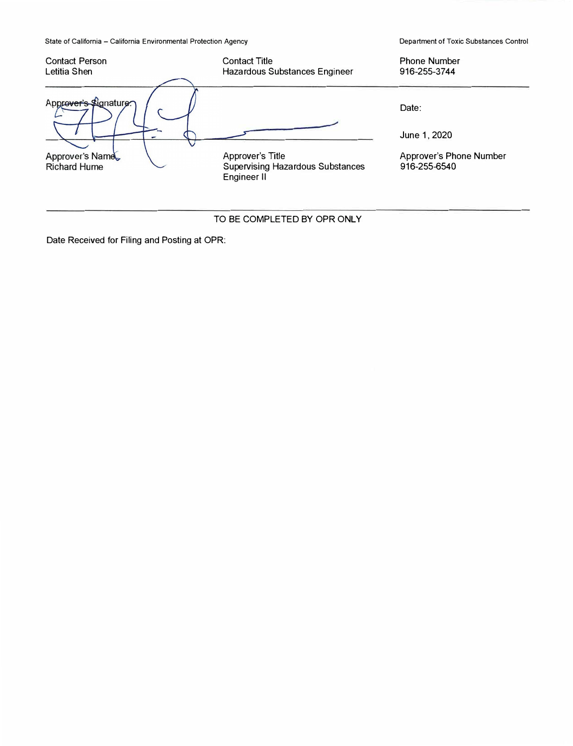State of California – California Environmental Protection Agency

Department of Toxic Substances Control

| Contact Person | Contact Title | Phone Number |
| --- | --- | --- |
| Letitia Shen | Hazardous Substances Engineer | 916-255-3744 |

Approver's Signature:

Date:

June 1, 2020

| Approver's Name | Approver's Title | Approver's Phone Number |
| --- | --- | --- |
| Richard Hume | Supervising Hazardous Substances Engineer II | 916-255-6540 |

TO BE COMPLETED BY OPR ONLY

Date Received for Filing and Posting at OPR: